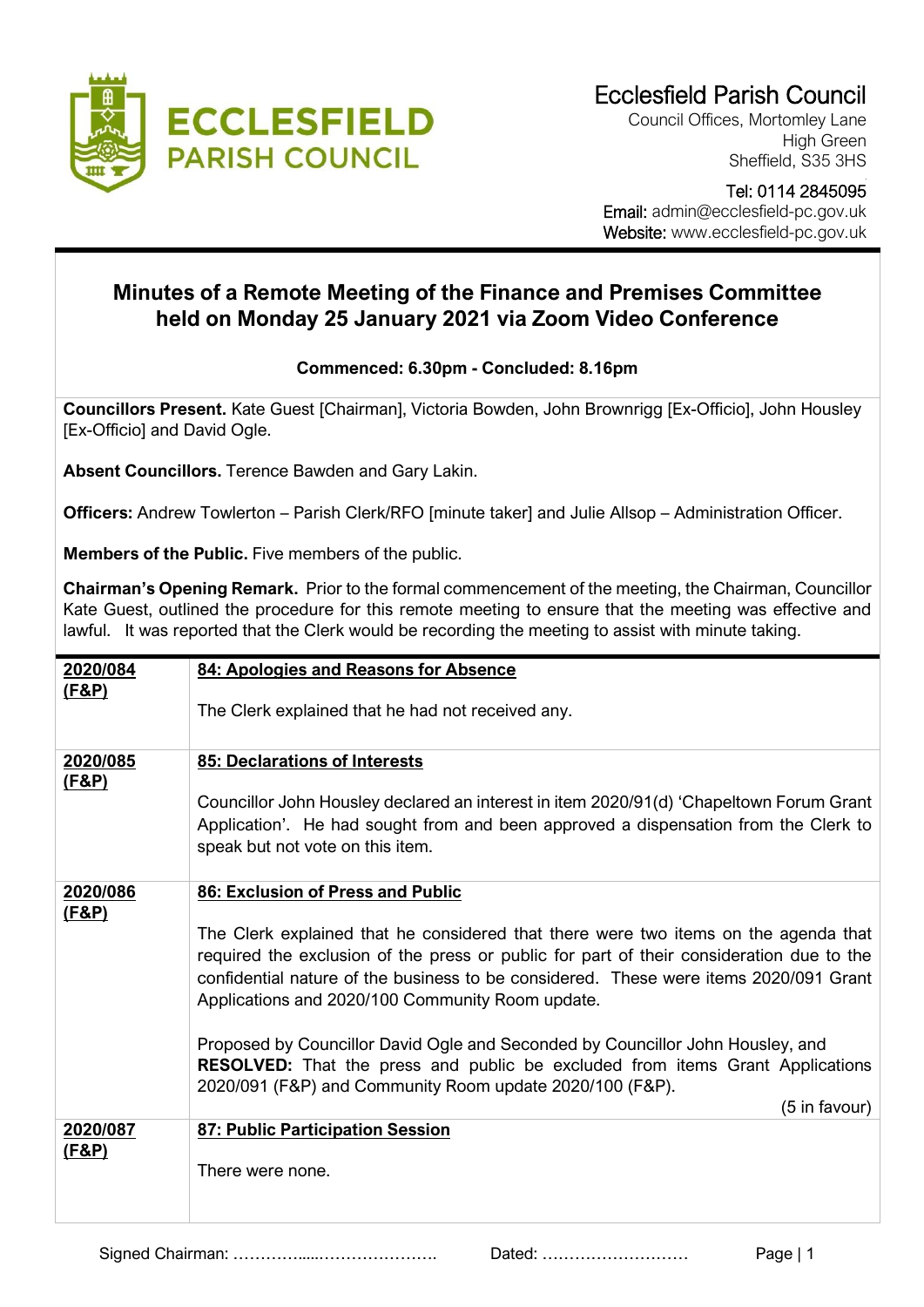# Ecclesfield Parish Council

Council Offices, Mortomley Lane
High Green
Sheffield, S35 3HS

Tel: 0114 2845095
Email: admin@ecclesfield-pc.gov.uk
Website: www.ecclesfield-pc.gov.uk

## Minutes of a Remote Meeting of the Finance and Premises Committee held on Monday 25 January 2021 via Zoom Video Conference

**Commenced: 6.30pm - Concluded: 8.16pm**

**Councillors Present.** Kate Guest [Chairman], Victoria Bowden, John Brownrigg [Ex-Officio], John Housley [Ex-Officio] and David Ogle.

**Absent Councillors.** Terence Bawden and Gary Lakin.

**Officers:** Andrew Towlerton – Parish Clerk/RFO [minute taker] and Julie Allsop – Administration Officer.

**Members of the Public.** Five members of the public.

**Chairman's Opening Remark.** Prior to the formal commencement of the meeting, the Chairman, Councillor Kate Guest, outlined the procedure for this remote meeting to ensure that the meeting was effective and lawful. It was reported that the Clerk would be recording the meeting to assist with minute taking.

| | |
|---|---|
| **2020/084 (F&P)** | **84: Apologies and Reasons for Absence**<br><br>The Clerk explained that he had not received any. |
| **2020/085 (F&P)** | **85: Declarations of Interests**<br><br>Councillor John Housley declared an interest in item 2020/91(d) 'Chapeltown Forum Grant Application'. He had sought from and been approved a dispensation from the Clerk to speak but not vote on this item. |
| **2020/086 (F&P)** | **86: Exclusion of Press and Public**<br><br>The Clerk explained that he considered that there were two items on the agenda that required the exclusion of the press or public for part of their consideration due to the confidential nature of the business to be considered. These were items 2020/091 Grant Applications and 2020/100 Community Room update.<br><br>Proposed by Councillor David Ogle and Seconded by Councillor John Housley, and **RESOLVED:** That the press and public be excluded from items Grant Applications 2020/091 (F&P) and Community Room update 2020/100 (F&P).<br><br>(5 in favour) |
| **2020/087 (F&P)** | **87: Public Participation Session**<br><br>There were none. |

Signed Chairman: ……………....…………………. Dated: ………………………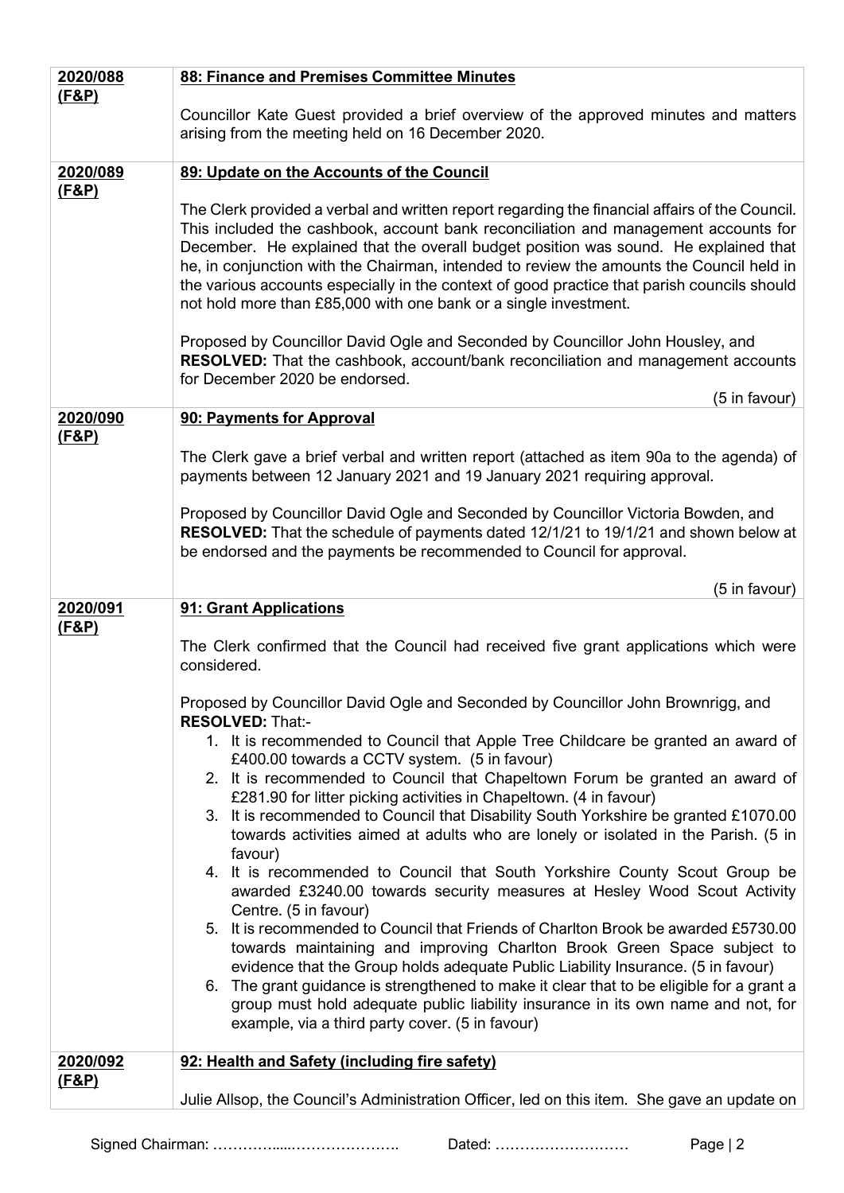| | |
|---|---|
| **2020/088 (F&P)** | **88: Finance and Premises Committee Minutes**<br><br>Councillor Kate Guest provided a brief overview of the approved minutes and matters arising from the meeting held on 16 December 2020. |
| **2020/089 (F&P)** | **89: Update on the Accounts of the Council**<br><br>The Clerk provided a verbal and written report regarding the financial affairs of the Council. This included the cashbook, account bank reconciliation and management accounts for December. He explained that the overall budget position was sound. He explained that he, in conjunction with the Chairman, intended to review the amounts the Council held in the various accounts especially in the context of good practice that parish councils should not hold more than £85,000 with one bank or a single investment.<br><br>Proposed by Councillor David Ogle and Seconded by Councillor John Housley, and **RESOLVED:** That the cashbook, account/bank reconciliation and management accounts for December 2020 be endorsed.<br><br>(5 in favour) |
| **2020/090 (F&P)** | **90: Payments for Approval**<br><br>The Clerk gave a brief verbal and written report (attached as item 90a to the agenda) of payments between 12 January 2021 and 19 January 2021 requiring approval.<br><br>Proposed by Councillor David Ogle and Seconded by Councillor Victoria Bowden, and **RESOLVED:** That the schedule of payments dated 12/1/21 to 19/1/21 and shown below at be endorsed and the payments be recommended to Council for approval.<br><br>(5 in favour) |
| **2020/091 (F&P)** | **91: Grant Applications**<br><br>The Clerk confirmed that the Council had received five grant applications which were considered.<br><br>Proposed by Councillor David Ogle and Seconded by Councillor John Brownrigg, and **RESOLVED:** That:-<br>1. It is recommended to Council that Apple Tree Childcare be granted an award of £400.00 towards a CCTV system. (5 in favour)<br>2. It is recommended to Council that Chapeltown Forum be granted an award of £281.90 for litter picking activities in Chapeltown. (4 in favour)<br>3. It is recommended to Council that Disability South Yorkshire be granted £1070.00 towards activities aimed at adults who are lonely or isolated in the Parish. (5 in favour)<br>4. It is recommended to Council that South Yorkshire County Scout Group be awarded £3240.00 towards security measures at Hesley Wood Scout Activity Centre. (5 in favour)<br>5. It is recommended to Council that Friends of Charlton Brook be awarded £5730.00 towards maintaining and improving Charlton Brook Green Space subject to evidence that the Group holds adequate Public Liability Insurance. (5 in favour)<br>6. The grant guidance is strengthened to make it clear that to be eligible for a grant a group must hold adequate public liability insurance in its own name and not, for example, via a third party cover. (5 in favour) |
| **2020/092 (F&P)** | **92: Health and Safety (including fire safety)**<br><br>Julie Allsop, the Council's Administration Officer, led on this item. She gave an update on |

Signed Chairman: ……………....…………………. Dated: ………………………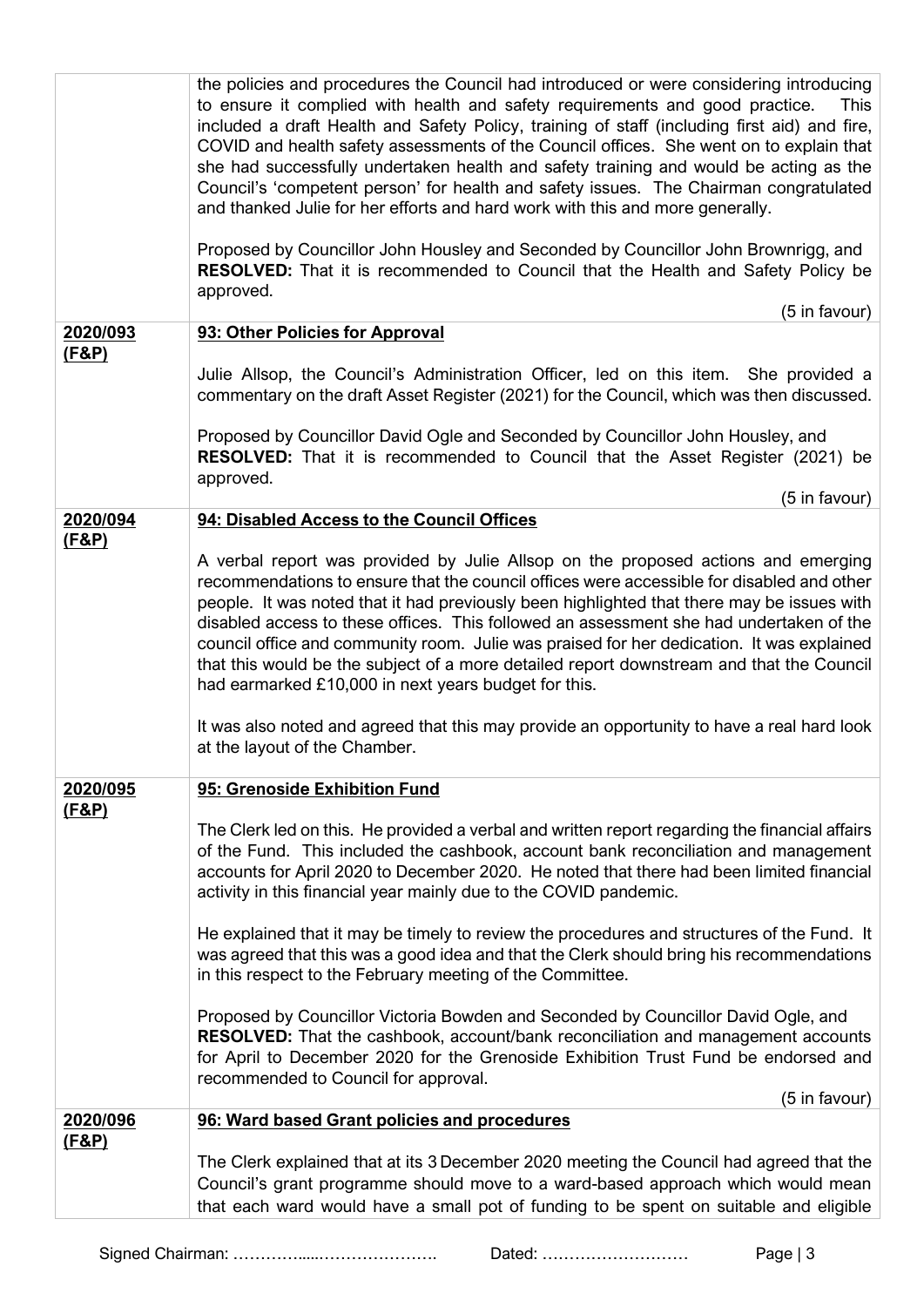| | |
|---|---|
| | the policies and procedures the Council had introduced or were considering introducing to ensure it complied with health and safety requirements and good practice. This included a draft Health and Safety Policy, training of staff (including first aid) and fire, COVID and health safety assessments of the Council offices. She went on to explain that she had successfully undertaken health and safety training and would be acting as the Council's 'competent person' for health and safety issues. The Chairman congratulated and thanked Julie for her efforts and hard work with this and more generally.<br><br>Proposed by Councillor John Housley and Seconded by Councillor John Brownrigg, and **RESOLVED:** That it is recommended to Council that the Health and Safety Policy be approved.<br><br>(5 in favour) |
| **2020/093 (F&P)** | **93: Other Policies for Approval**<br><br>Julie Allsop, the Council's Administration Officer, led on this item. She provided a commentary on the draft Asset Register (2021) for the Council, which was then discussed.<br><br>Proposed by Councillor David Ogle and Seconded by Councillor John Housley, and **RESOLVED:** That it is recommended to Council that the Asset Register (2021) be approved.<br><br>(5 in favour) |
| **2020/094 (F&P)** | **94: Disabled Access to the Council Offices**<br><br>A verbal report was provided by Julie Allsop on the proposed actions and emerging recommendations to ensure that the council offices were accessible for disabled and other people. It was noted that it had previously been highlighted that there may be issues with disabled access to these offices. This followed an assessment she had undertaken of the council office and community room. Julie was praised for her dedication. It was explained that this would be the subject of a more detailed report downstream and that the Council had earmarked £10,000 in next years budget for this.<br><br>It was also noted and agreed that this may provide an opportunity to have a real hard look at the layout of the Chamber. |
| **2020/095 (F&P)** | **95: Grenoside Exhibition Fund**<br><br>The Clerk led on this. He provided a verbal and written report regarding the financial affairs of the Fund. This included the cashbook, account bank reconciliation and management accounts for April 2020 to December 2020. He noted that there had been limited financial activity in this financial year mainly due to the COVID pandemic.<br><br>He explained that it may be timely to review the procedures and structures of the Fund. It was agreed that this was a good idea and that the Clerk should bring his recommendations in this respect to the February meeting of the Committee.<br><br>Proposed by Councillor Victoria Bowden and Seconded by Councillor David Ogle, and **RESOLVED:** That the cashbook, account/bank reconciliation and management accounts for April to December 2020 for the Grenoside Exhibition Trust Fund be endorsed and recommended to Council for approval.<br><br>(5 in favour) |
| **2020/096 (F&P)** | **96: Ward based Grant policies and procedures**<br><br>The Clerk explained that at its 3 December 2020 meeting the Council had agreed that the Council's grant programme should move to a ward-based approach which would mean that each ward would have a small pot of funding to be spent on suitable and eligible |

Signed Chairman: ……………....…………………. Dated: ………………………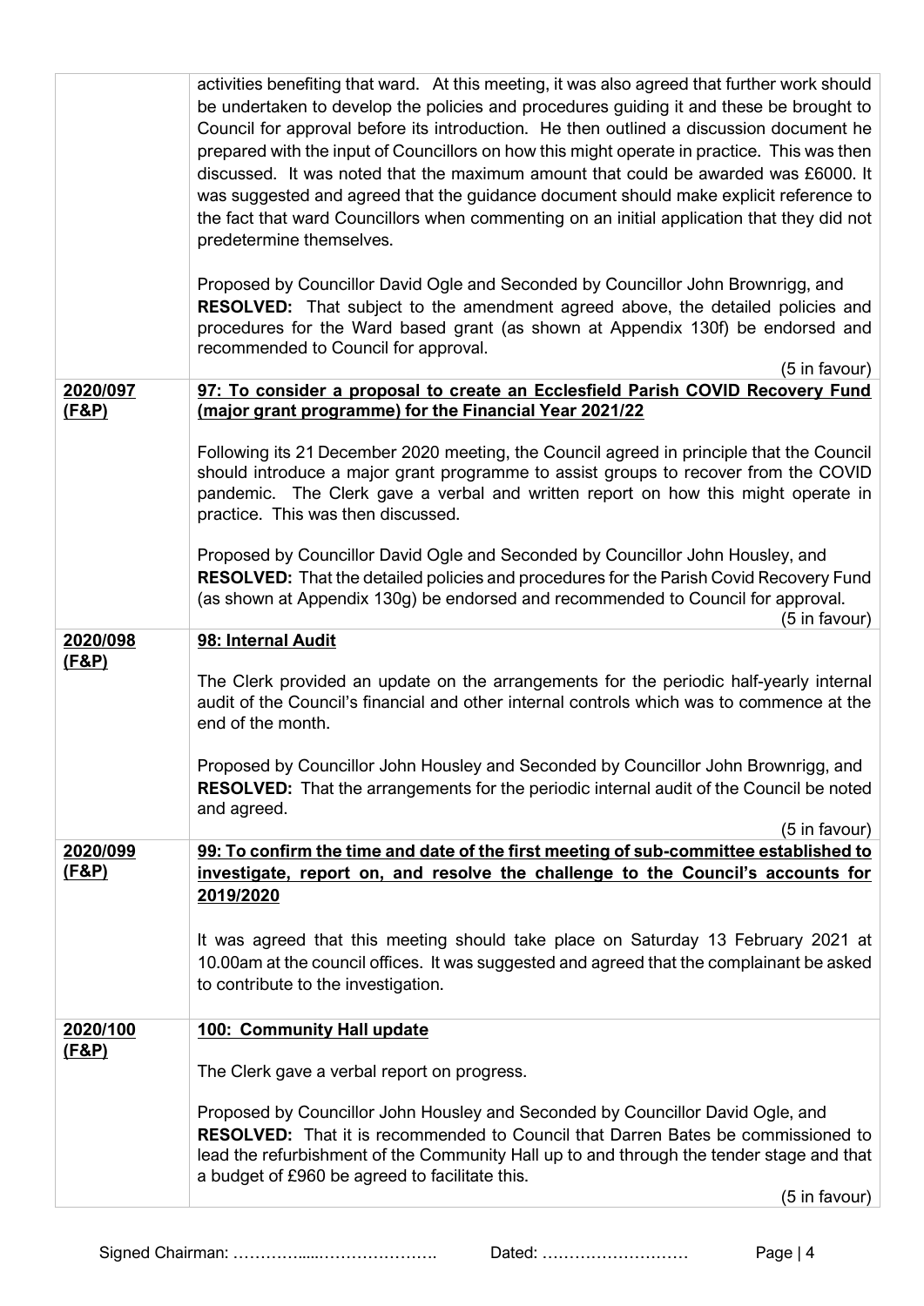| | |
|---|---|
| | activities benefiting that ward. At this meeting, it was also agreed that further work should be undertaken to develop the policies and procedures guiding it and these be brought to Council for approval before its introduction. He then outlined a discussion document he prepared with the input of Councillors on how this might operate in practice. This was then discussed. It was noted that the maximum amount that could be awarded was £6000. It was suggested and agreed that the guidance document should make explicit reference to the fact that ward Councillors when commenting on an initial application that they did not predetermine themselves.<br><br>Proposed by Councillor David Ogle and Seconded by Councillor John Brownrigg, and **RESOLVED:** That subject to the amendment agreed above, the detailed policies and procedures for the Ward based grant (as shown at Appendix 130f) be endorsed and recommended to Council for approval.<br>(5 in favour) |
| **2020/097 (F&P)** | **97: To consider a proposal to create an Ecclesfield Parish COVID Recovery Fund (major grant programme) for the Financial Year 2021/22**<br><br>Following its 21 December 2020 meeting, the Council agreed in principle that the Council should introduce a major grant programme to assist groups to recover from the COVID pandemic. The Clerk gave a verbal and written report on how this might operate in practice. This was then discussed.<br><br>Proposed by Councillor David Ogle and Seconded by Councillor John Housley, and **RESOLVED:** That the detailed policies and procedures for the Parish Covid Recovery Fund (as shown at Appendix 130g) be endorsed and recommended to Council for approval.<br>(5 in favour) |
| **2020/098 (F&P)** | **98: Internal Audit**<br><br>The Clerk provided an update on the arrangements for the periodic half-yearly internal audit of the Council's financial and other internal controls which was to commence at the end of the month.<br><br>Proposed by Councillor John Housley and Seconded by Councillor John Brownrigg, and **RESOLVED:** That the arrangements for the periodic internal audit of the Council be noted and agreed.<br>(5 in favour) |
| **2020/099 (F&P)** | **99: To confirm the time and date of the first meeting of sub-committee established to investigate, report on, and resolve the challenge to the Council's accounts for 2019/2020**<br><br>It was agreed that this meeting should take place on Saturday 13 February 2021 at 10.00am at the council offices. It was suggested and agreed that the complainant be asked to contribute to the investigation. |
| **2020/100 (F&P)** | **100: Community Hall update**<br><br>The Clerk gave a verbal report on progress.<br><br>Proposed by Councillor John Housley and Seconded by Councillor David Ogle, and **RESOLVED:** That it is recommended to Council that Darren Bates be commissioned to lead the refurbishment of the Community Hall up to and through the tender stage and that a budget of £960 be agreed to facilitate this.<br>(5 in favour) |

Signed Chairman: ……………....…………………. Dated: ………………………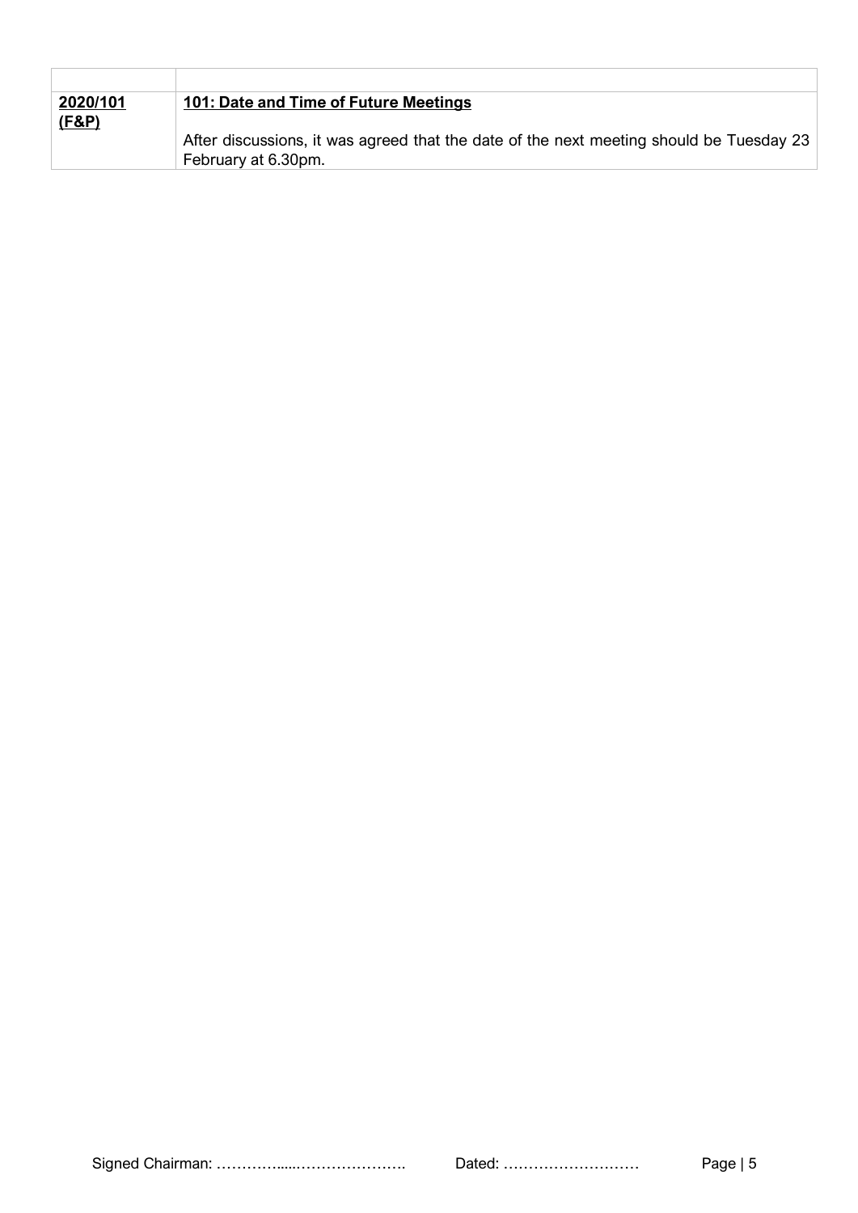| | |
|---|---|
| **2020/101 (F&P)** | **101: Date and Time of Future Meetings**<br><br>After discussions, it was agreed that the date of the next meeting should be Tuesday 23 February at 6.30pm. |

Signed Chairman: …………......…………………. Dated: ………………………